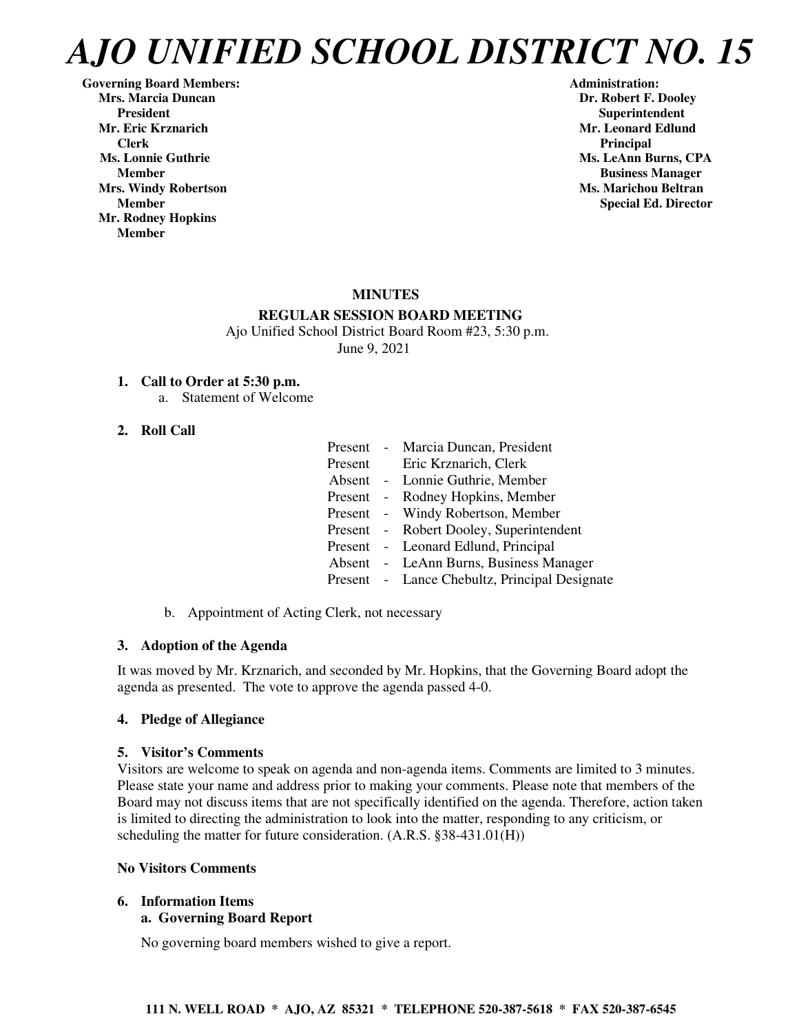# AJO UNIFIED SCHOOL DISTRICT NO. 15

**Governing Board Members:**
**Mrs. Marcia Duncan**
**President**
**Mr. Eric Krznarich**
**Clerk**
**Ms. Lonnie Guthrie**
**Member**
**Mrs. Windy Robertson**
**Member**
**Mr. Rodney Hopkins**
**Member**

**Administration:**
**Dr. Robert F. Dooley**
**Superintendent**
**Mr. Leonard Edlund**
**Principal**
**Ms. LeAnn Burns, CPA**
**Business Manager**
**Ms. Marichou Beltran**
**Special Ed. Director**

**MINUTES**

**REGULAR SESSION BOARD MEETING**

Ajo Unified School District Board Room #23, 5:30 p.m.
June 9, 2021

1. **Call to Order at 5:30 p.m.**
   a. Statement of Welcome

2. **Roll Call**

| | | |
|---|---|---|
| Present | - | Marcia Duncan, President |
| Present | | Eric Krznarich, Clerk |
| Absent | - | Lonnie Guthrie, Member |
| Present | - | Rodney Hopkins, Member |
| Present | - | Windy Robertson, Member |
| Present | - | Robert Dooley, Superintendent |
| Present | - | Leonard Edlund, Principal |
| Absent | - | LeAnn Burns, Business Manager |
| Present | - | Lance Chebultz, Principal Designate |

   b. Appointment of Acting Clerk, not necessary

3. **Adoption of the Agenda**

It was moved by Mr. Krznarich, and seconded by Mr. Hopkins, that the Governing Board adopt the agenda as presented. The vote to approve the agenda passed 4-0.

4. **Pledge of Allegiance**

5. **Visitor's Comments**

Visitors are welcome to speak on agenda and non-agenda items. Comments are limited to 3 minutes. Please state your name and address prior to making your comments. Please note that members of the Board may not discuss items that are not specifically identified on the agenda. Therefore, action taken is limited to directing the administration to look into the matter, responding to any criticism, or scheduling the matter for future consideration. (A.R.S. §38-431.01(H))

**No Visitors Comments**

6. **Information Items**
   **a. Governing Board Report**

   No governing board members wished to give a report.

**111 N. WELL ROAD * AJO, AZ 85321 * TELEPHONE 520-387-5618 * FAX 520-387-6545**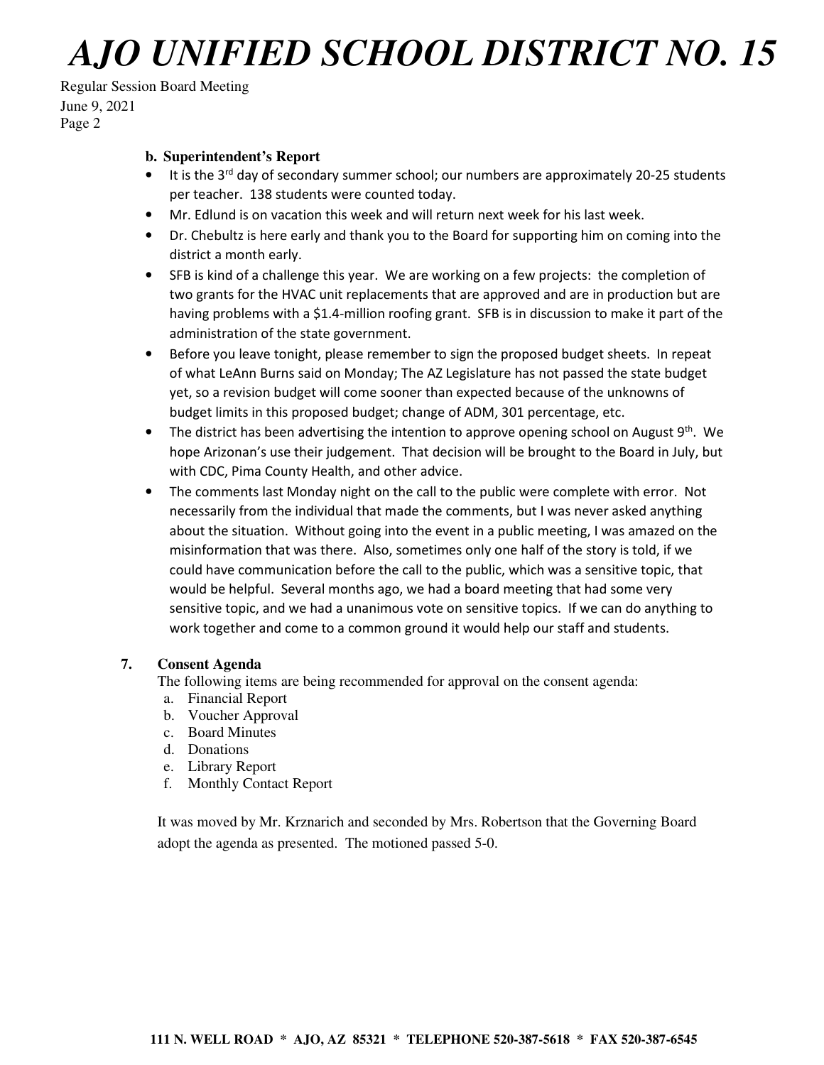**b. Superintendent's Report**

- It is the 3rd day of secondary summer school; our numbers are approximately 20-25 students per teacher. 138 students were counted today.
- Mr. Edlund is on vacation this week and will return next week for his last week.
- Dr. Chebultz is here early and thank you to the Board for supporting him on coming into the district a month early.
- SFB is kind of a challenge this year. We are working on a few projects: the completion of two grants for the HVAC unit replacements that are approved and are in production but are having problems with a $1.4-million roofing grant. SFB is in discussion to make it part of the administration of the state government.
- Before you leave tonight, please remember to sign the proposed budget sheets. In repeat of what LeAnn Burns said on Monday; The AZ Legislature has not passed the state budget yet, so a revision budget will come sooner than expected because of the unknowns of budget limits in this proposed budget; change of ADM, 301 percentage, etc.
- The district has been advertising the intention to approve opening school on August 9th. We hope Arizonan's use their judgement. That decision will be brought to the Board in July, but with CDC, Pima County Health, and other advice.
- The comments last Monday night on the call to the public were complete with error. Not necessarily from the individual that made the comments, but I was never asked anything about the situation. Without going into the event in a public meeting, I was amazed on the misinformation that was there. Also, sometimes only one half of the story is told, if we could have communication before the call to the public, which was a sensitive topic, that would be helpful. Several months ago, we had a board meeting that had some very sensitive topic, and we had a unanimous vote on sensitive topics. If we can do anything to work together and come to a common ground it would help our staff and students.

**7. Consent Agenda**

The following items are being recommended for approval on the consent agenda:

a. Financial Report
b. Voucher Approval
c. Board Minutes
d. Donations
e. Library Report
f. Monthly Contact Report

It was moved by Mr. Krznarich and seconded by Mrs. Robertson that the Governing Board adopt the agenda as presented. The motioned passed 5-0.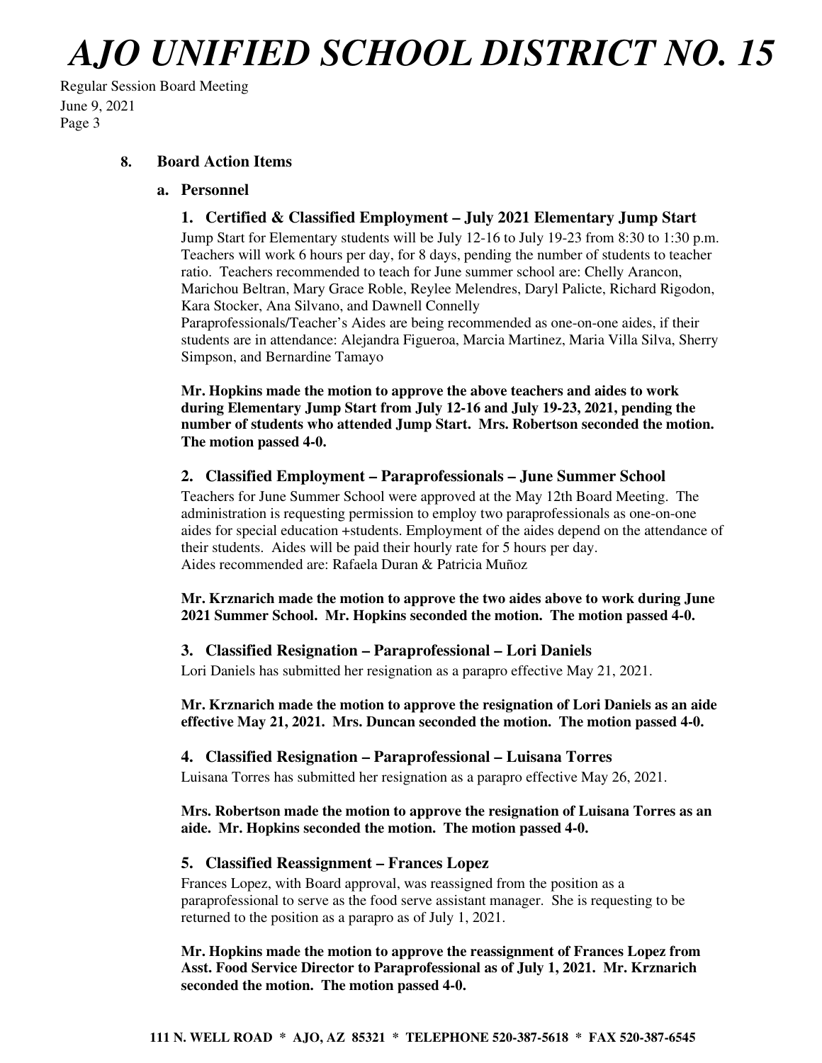### 8. Board Action Items

#### a. Personnel

**1. Certified & Classified Employment – July 2021 Elementary Jump Start**

Jump Start for Elementary students will be July 12-16 to July 19-23 from 8:30 to 1:30 p.m. Teachers will work 6 hours per day, for 8 days, pending the number of students to teacher ratio. Teachers recommended to teach for June summer school are: Chelly Arancon, Marichou Beltran, Mary Grace Roble, Reylee Melendres, Daryl Palicte, Richard Rigodon, Kara Stocker, Ana Silvano, and Dawnell Connelly

Paraprofessionals/Teacher's Aides are being recommended as one-on-one aides, if their students are in attendance: Alejandra Figueroa, Marcia Martinez, Maria Villa Silva, Sherry Simpson, and Bernardine Tamayo

**Mr. Hopkins made the motion to approve the above teachers and aides to work during Elementary Jump Start from July 12-16 and July 19-23, 2021, pending the number of students who attended Jump Start. Mrs. Robertson seconded the motion. The motion passed 4-0.**

**2. Classified Employment – Paraprofessionals – June Summer School**

Teachers for June Summer School were approved at the May 12th Board Meeting. The administration is requesting permission to employ two paraprofessionals as one-on-one aides for special education +students. Employment of the aides depend on the attendance of their students. Aides will be paid their hourly rate for 5 hours per day.
Aides recommended are: Rafaela Duran & Patricia Muñoz

**Mr. Krznarich made the motion to approve the two aides above to work during June 2021 Summer School. Mr. Hopkins seconded the motion. The motion passed 4-0.**

**3. Classified Resignation – Paraprofessional – Lori Daniels**

Lori Daniels has submitted her resignation as a parapro effective May 21, 2021.

**Mr. Krznarich made the motion to approve the resignation of Lori Daniels as an aide effective May 21, 2021. Mrs. Duncan seconded the motion. The motion passed 4-0.**

**4. Classified Resignation – Paraprofessional – Luisana Torres**

Luisana Torres has submitted her resignation as a parapro effective May 26, 2021.

**Mrs. Robertson made the motion to approve the resignation of Luisana Torres as an aide. Mr. Hopkins seconded the motion. The motion passed 4-0.**

**5. Classified Reassignment – Frances Lopez**

Frances Lopez, with Board approval, was reassigned from the position as a paraprofessional to serve as the food serve assistant manager. She is requesting to be returned to the position as a parapro as of July 1, 2021.

**Mr. Hopkins made the motion to approve the reassignment of Frances Lopez from Asst. Food Service Director to Paraprofessional as of July 1, 2021. Mr. Krznarich seconded the motion. The motion passed 4-0.**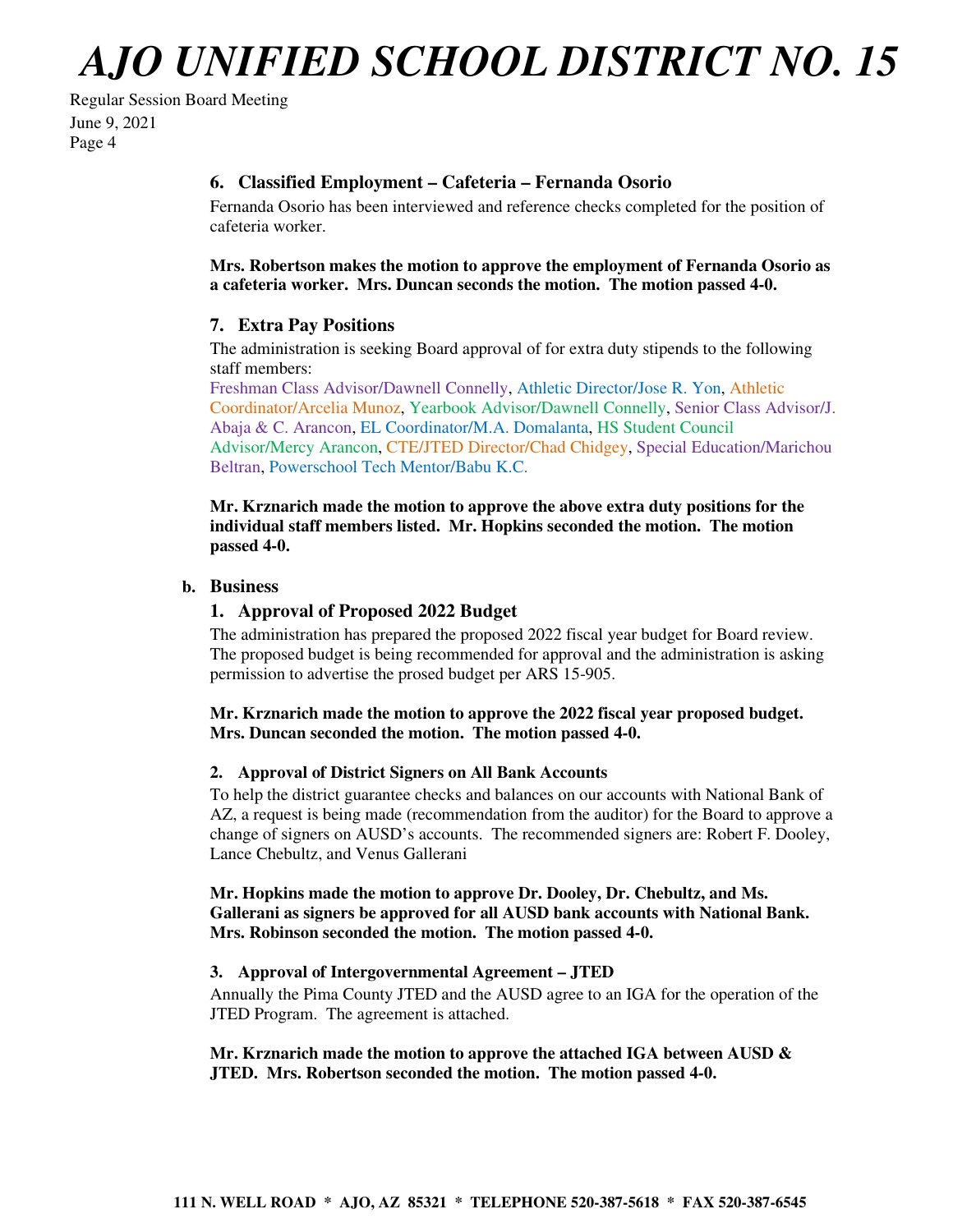### 6. Classified Employment – Cafeteria – Fernanda Osorio

Fernanda Osorio has been interviewed and reference checks completed for the position of cafeteria worker.

**Mrs. Robertson makes the motion to approve the employment of Fernanda Osorio as a cafeteria worker. Mrs. Duncan seconds the motion. The motion passed 4-0.**

### 7. Extra Pay Positions

The administration is seeking Board approval of for extra duty stipends to the following staff members:

Freshman Class Advisor/Dawnell Connelly, Athletic Director/Jose R. Yon, Athletic Coordinator/Arcelia Munoz, Yearbook Advisor/Dawnell Connelly, Senior Class Advisor/J. Abaja & C. Arancon, EL Coordinator/M.A. Domalanta, HS Student Council Advisor/Mercy Arancon, CTE/JTED Director/Chad Chidgey, Special Education/Marichou Beltran, Powerschool Tech Mentor/Babu K.C.

**Mr. Krznarich made the motion to approve the above extra duty positions for the individual staff members listed. Mr. Hopkins seconded the motion. The motion passed 4-0.**

## b. Business

### 1. Approval of Proposed 2022 Budget

The administration has prepared the proposed 2022 fiscal year budget for Board review. The proposed budget is being recommended for approval and the administration is asking permission to advertise the prosed budget per ARS 15-905.

**Mr. Krznarich made the motion to approve the 2022 fiscal year proposed budget. Mrs. Duncan seconded the motion. The motion passed 4-0.**

### 2. Approval of District Signers on All Bank Accounts

To help the district guarantee checks and balances on our accounts with National Bank of AZ, a request is being made (recommendation from the auditor) for the Board to approve a change of signers on AUSD's accounts. The recommended signers are: Robert F. Dooley, Lance Chebultz, and Venus Gallerani

**Mr. Hopkins made the motion to approve Dr. Dooley, Dr. Chebultz, and Ms. Gallerani as signers be approved for all AUSD bank accounts with National Bank. Mrs. Robinson seconded the motion. The motion passed 4-0.**

### 3. Approval of Intergovernmental Agreement – JTED

Annually the Pima County JTED and the AUSD agree to an IGA for the operation of the JTED Program. The agreement is attached.

**Mr. Krznarich made the motion to approve the attached IGA between AUSD & JTED. Mrs. Robertson seconded the motion. The motion passed 4-0.**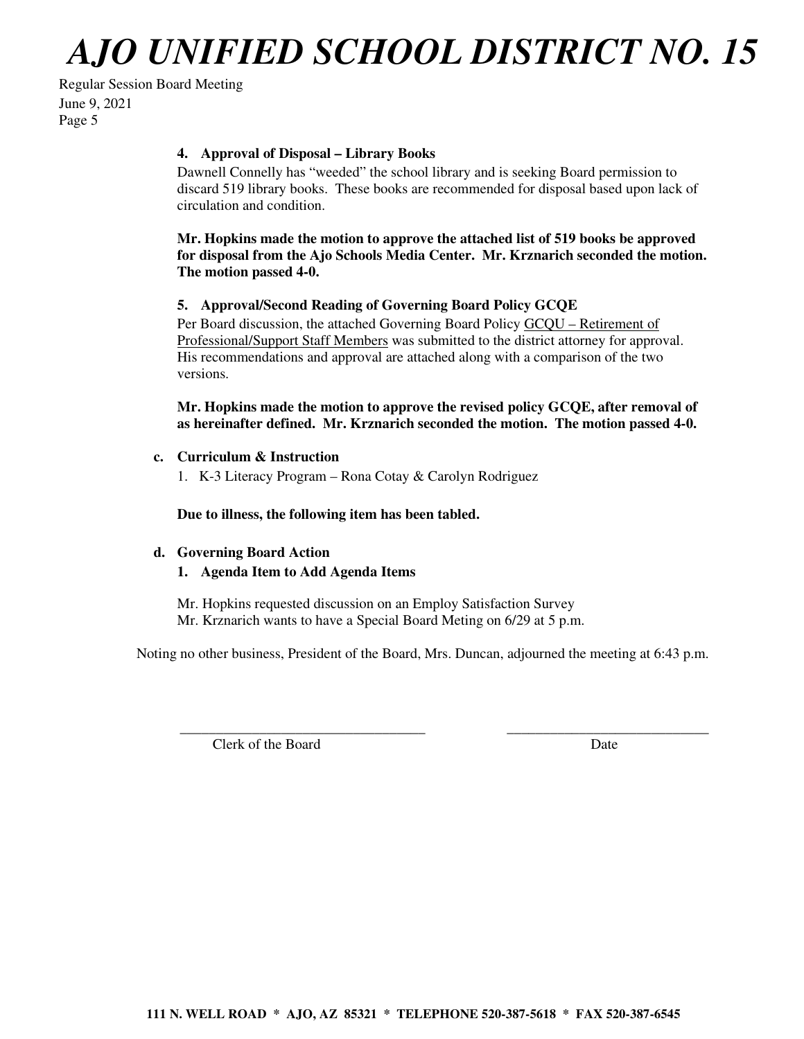# AJO UNIFIED SCHOOL DISTRICT NO. 15

Regular Session Board Meeting
June 9, 2021
Page 5

**4. Approval of Disposal – Library Books**

Dawnell Connelly has "weeded" the school library and is seeking Board permission to discard 519 library books. These books are recommended for disposal based upon lack of circulation and condition.

**Mr. Hopkins made the motion to approve the attached list of 519 books be approved for disposal from the Ajo Schools Media Center. Mr. Krznarich seconded the motion. The motion passed 4-0.**

**5. Approval/Second Reading of Governing Board Policy GCQE**

Per Board discussion, the attached Governing Board Policy GCQU – Retirement of Professional/Support Staff Members was submitted to the district attorney for approval. His recommendations and approval are attached along with a comparison of the two versions.

**Mr. Hopkins made the motion to approve the revised policy GCQE, after removal of as hereinafter defined. Mr. Krznarich seconded the motion. The motion passed 4-0.**

**c. Curriculum & Instruction**

1. K-3 Literacy Program – Rona Cotay & Carolyn Rodriguez

**Due to illness, the following item has been tabled.**

**d. Governing Board Action**

**1. Agenda Item to Add Agenda Items**

Mr. Hopkins requested discussion on an Employ Satisfaction Survey
Mr. Krznarich wants to have a Special Board Meting on 6/29 at 5 p.m.

Noting no other business, President of the Board, Mrs. Duncan, adjourned the meeting at 6:43 p.m.

___________________________________ Clerk of the Board

_____________________________ Date

111 N. WELL ROAD * AJO, AZ 85321 * TELEPHONE 520-387-5618 * FAX 520-387-6545